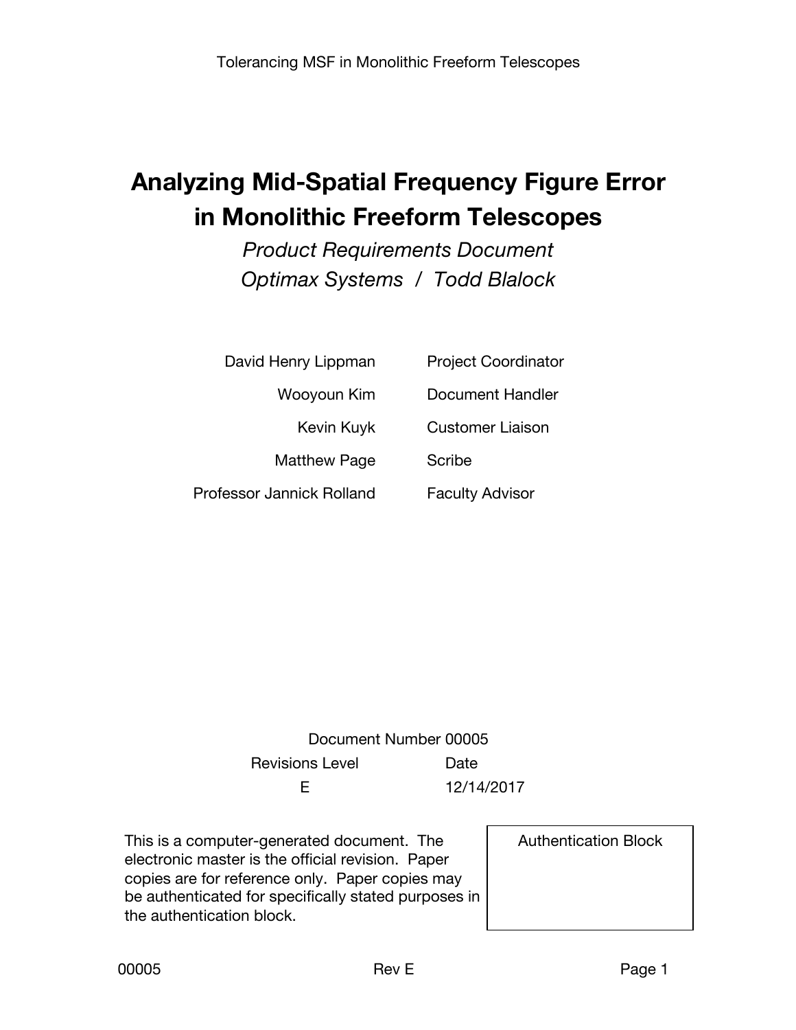# Analyzing Mid-Spatial Frequency Figure Error in Monolithic Freeform Telescopes

*Product Requirements Document*

*Optimax Systems / Todd Blalock*

| | |
|---|---|
| David Henry Lippman | Project Coordinator |
| Wooyoun Kim | Document Handler |
| Kevin Kuyk | Customer Liaison |
| Matthew Page | Scribe |
| Professor Jannick Rolland | Faculty Advisor |

Document Number 00005

| Revisions Level | Date |
|---|---|
| E | 12/14/2017 |

This is a computer-generated document. The electronic master is the official revision. Paper copies are for reference only. Paper copies may be authenticated for specifically stated purposes in the authentication block.

| Authentication Block |
|---|
| |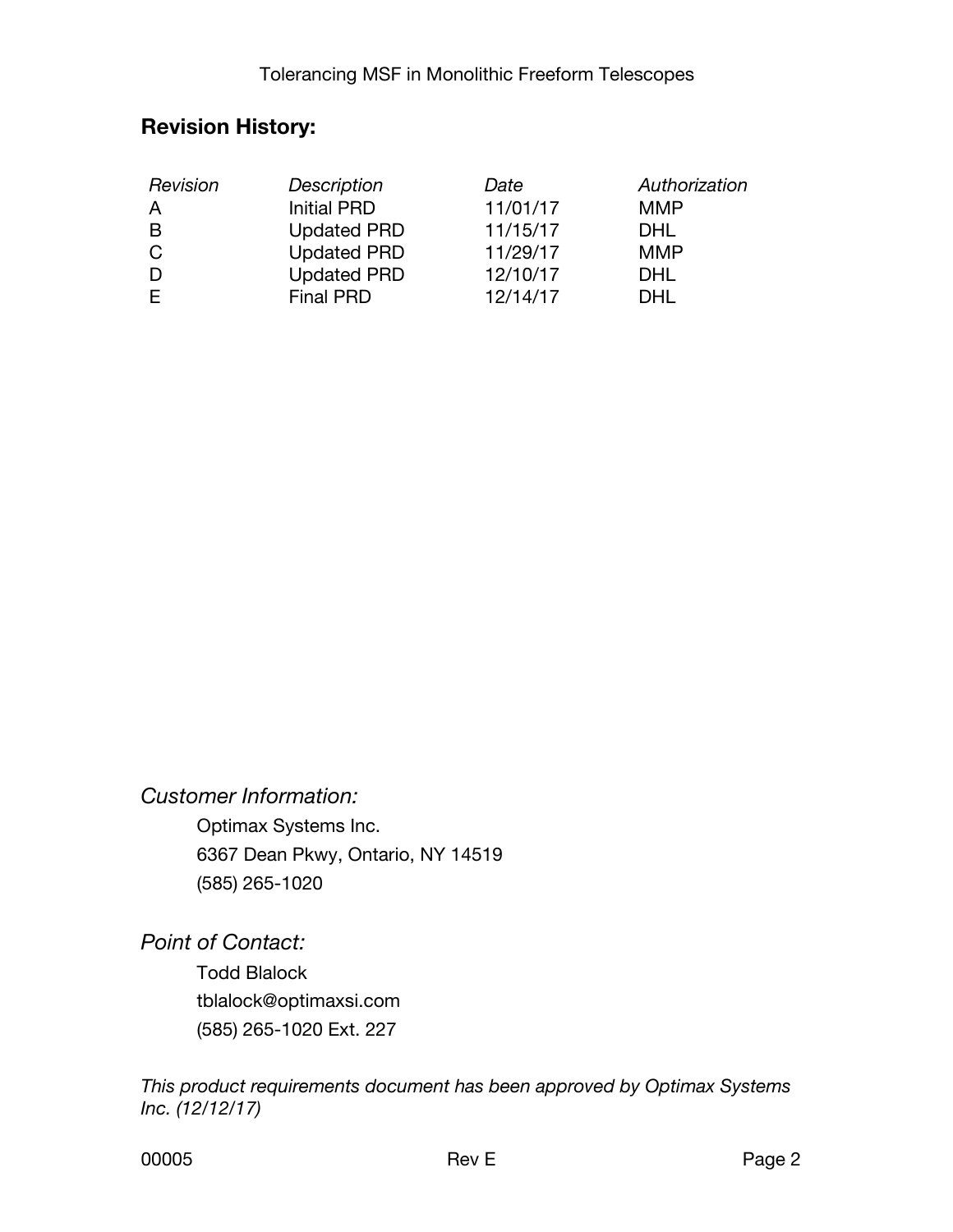## Revision History:

| *Revision* | *Description* | *Date* | *Authorization* |
|---|---|---|---|
| A | Initial PRD | 11/01/17 | MMP |
| B | Updated PRD | 11/15/17 | DHL |
| C | Updated PRD | 11/29/17 | MMP |
| D | Updated PRD | 12/10/17 | DHL |
| E | Final PRD | 12/14/17 | DHL |

*Customer Information:*

Optimax Systems Inc.
6367 Dean Pkwy, Ontario, NY 14519
(585) 265-1020

*Point of Contact:*

Todd Blalock
tblalock@optimaxsi.com
(585) 265-1020 Ext. 227

*This product requirements document has been approved by Optimax Systems Inc. (12/12/17)*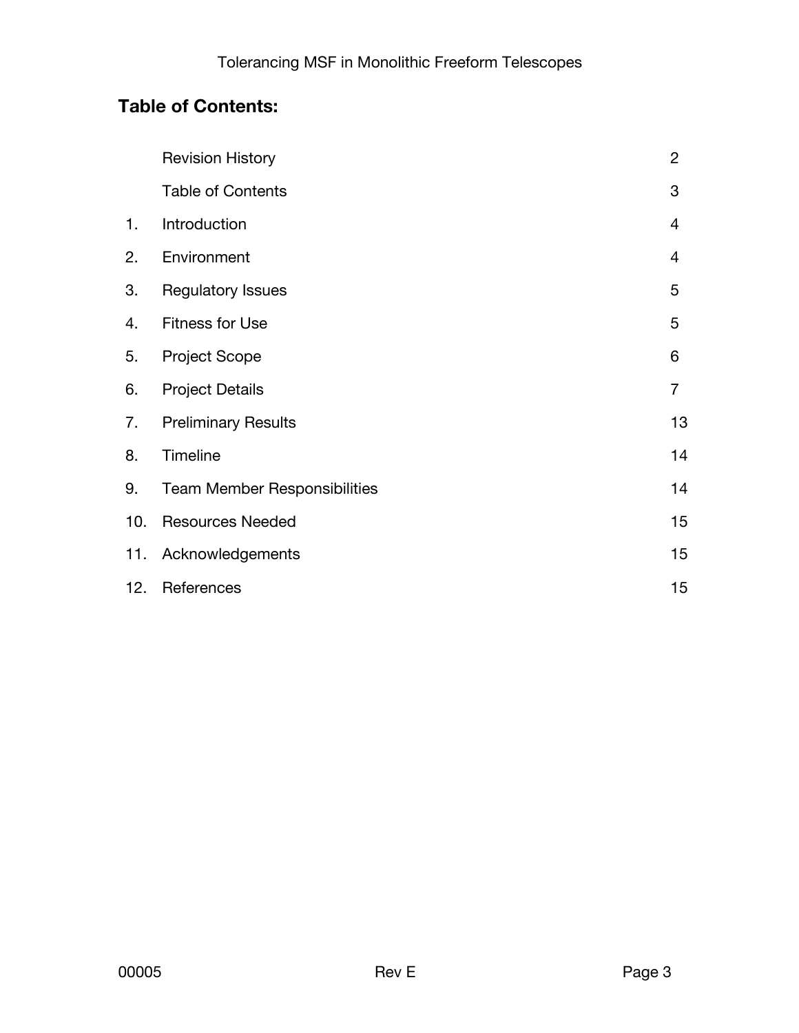## Table of Contents:

| | | |
|---|---|---|
| | Revision History | 2 |
| | Table of Contents | 3 |
| 1. | Introduction | 4 |
| 2. | Environment | 4 |
| 3. | Regulatory Issues | 5 |
| 4. | Fitness for Use | 5 |
| 5. | Project Scope | 6 |
| 6. | Project Details | 7 |
| 7. | Preliminary Results | 13 |
| 8. | Timeline | 14 |
| 9. | Team Member Responsibilities | 14 |
| 10. | Resources Needed | 15 |
| 11. | Acknowledgements | 15 |
| 12. | References | 15 |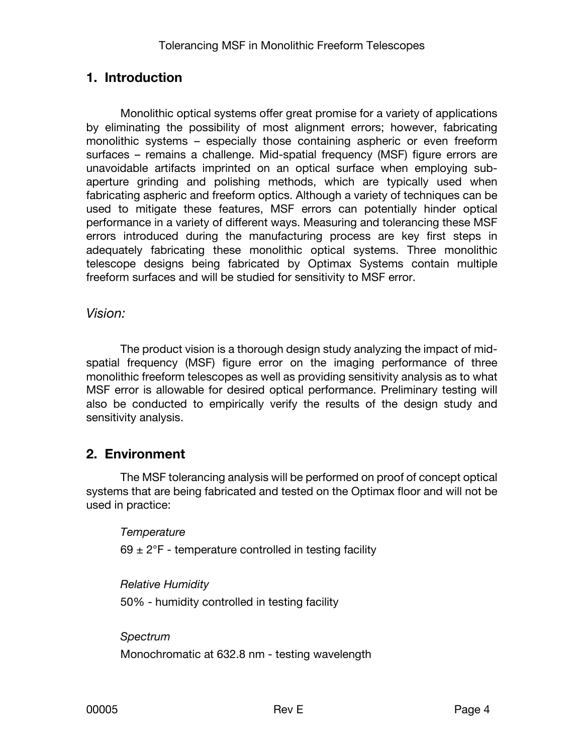## 1. Introduction

Monolithic optical systems offer great promise for a variety of applications by eliminating the possibility of most alignment errors; however, fabricating monolithic systems – especially those containing aspheric or even freeform surfaces – remains a challenge. Mid-spatial frequency (MSF) figure errors are unavoidable artifacts imprinted on an optical surface when employing sub-aperture grinding and polishing methods, which are typically used when fabricating aspheric and freeform optics. Although a variety of techniques can be used to mitigate these features, MSF errors can potentially hinder optical performance in a variety of different ways. Measuring and tolerancing these MSF errors introduced during the manufacturing process are key first steps in adequately fabricating these monolithic optical systems. Three monolithic telescope designs being fabricated by Optimax Systems contain multiple freeform surfaces and will be studied for sensitivity to MSF error.

### *Vision:*

The product vision is a thorough design study analyzing the impact of mid-spatial frequency (MSF) figure error on the imaging performance of three monolithic freeform telescopes as well as providing sensitivity analysis as to what MSF error is allowable for desired optical performance. Preliminary testing will also be conducted to empirically verify the results of the design study and sensitivity analysis.

## 2. Environment

The MSF tolerancing analysis will be performed on proof of concept optical systems that are being fabricated and tested on the Optimax floor and will not be used in practice:

*Temperature*

69 ± 2°F - temperature controlled in testing facility

*Relative Humidity*

50% - humidity controlled in testing facility

*Spectrum*

Monochromatic at 632.8 nm - testing wavelength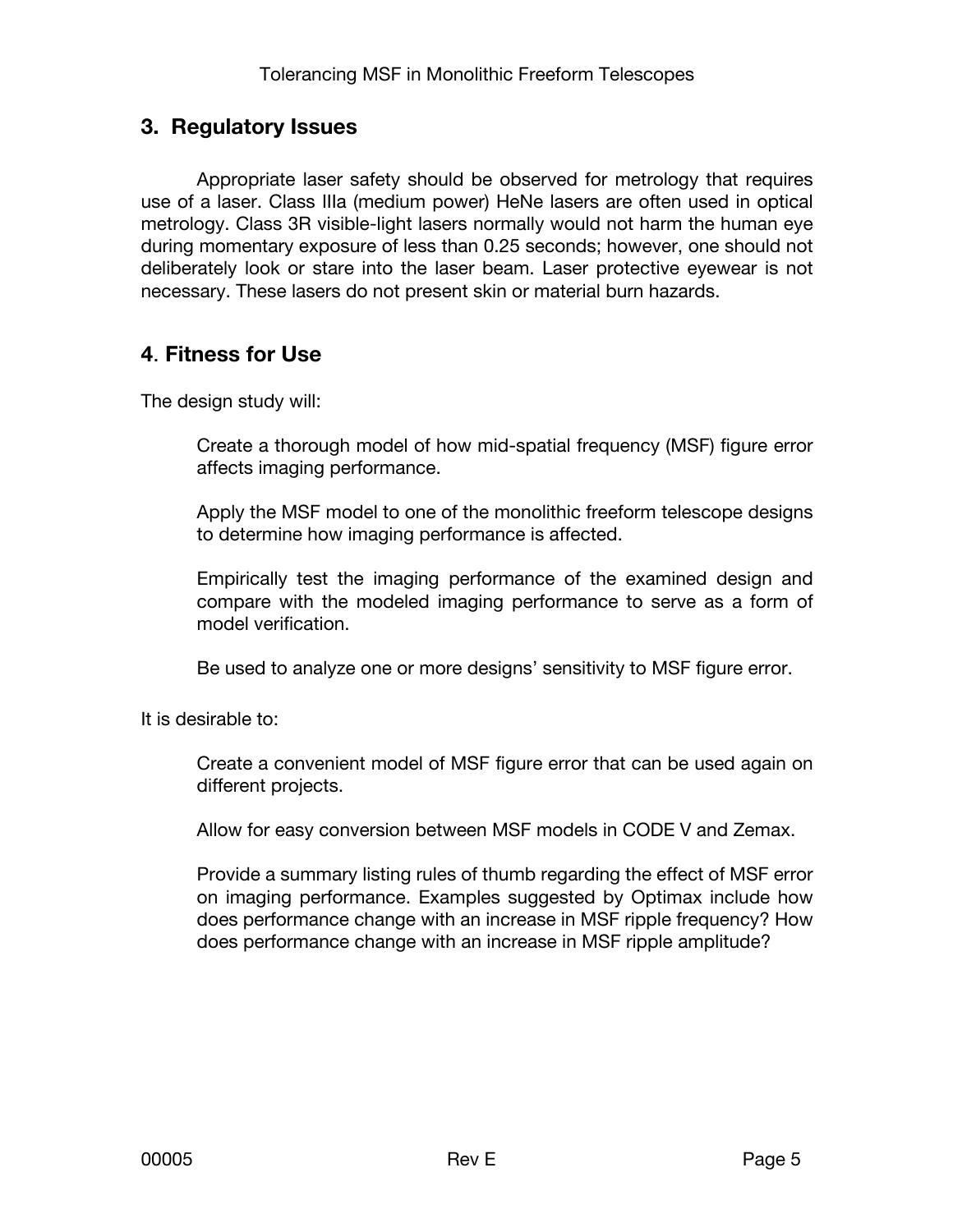## 3. Regulatory Issues

Appropriate laser safety should be observed for metrology that requires use of a laser. Class IIIa (medium power) HeNe lasers are often used in optical metrology. Class 3R visible-light lasers normally would not harm the human eye during momentary exposure of less than 0.25 seconds; however, one should not deliberately look or stare into the laser beam. Laser protective eyewear is not necessary. These lasers do not present skin or material burn hazards.

## 4. Fitness for Use

The design study will:

Create a thorough model of how mid-spatial frequency (MSF) figure error affects imaging performance.

Apply the MSF model to one of the monolithic freeform telescope designs to determine how imaging performance is affected.

Empirically test the imaging performance of the examined design and compare with the modeled imaging performance to serve as a form of model verification.

Be used to analyze one or more designs' sensitivity to MSF figure error.

It is desirable to:

Create a convenient model of MSF figure error that can be used again on different projects.

Allow for easy conversion between MSF models in CODE V and Zemax.

Provide a summary listing rules of thumb regarding the effect of MSF error on imaging performance. Examples suggested by Optimax include how does performance change with an increase in MSF ripple frequency? How does performance change with an increase in MSF ripple amplitude?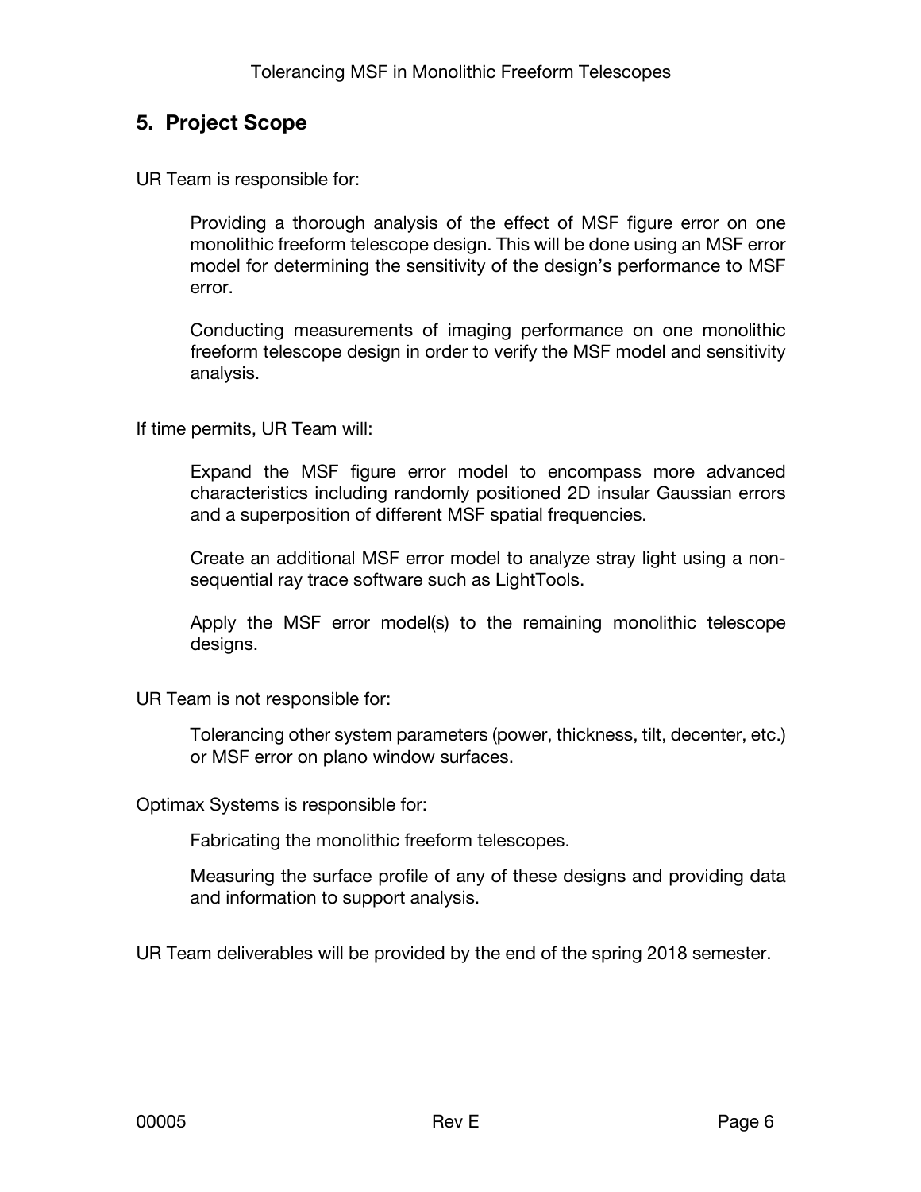## 5. Project Scope

UR Team is responsible for:

> Providing a thorough analysis of the effect of MSF figure error on one monolithic freeform telescope design. This will be done using an MSF error model for determining the sensitivity of the design's performance to MSF error.
>
> Conducting measurements of imaging performance on one monolithic freeform telescope design in order to verify the MSF model and sensitivity analysis.

If time permits, UR Team will:

> Expand the MSF figure error model to encompass more advanced characteristics including randomly positioned 2D insular Gaussian errors and a superposition of different MSF spatial frequencies.
>
> Create an additional MSF error model to analyze stray light using a non-sequential ray trace software such as LightTools.
>
> Apply the MSF error model(s) to the remaining monolithic telescope designs.

UR Team is not responsible for:

> Tolerancing other system parameters (power, thickness, tilt, decenter, etc.) or MSF error on plano window surfaces.

Optimax Systems is responsible for:

> Fabricating the monolithic freeform telescopes.
>
> Measuring the surface profile of any of these designs and providing data and information to support analysis.

UR Team deliverables will be provided by the end of the spring 2018 semester.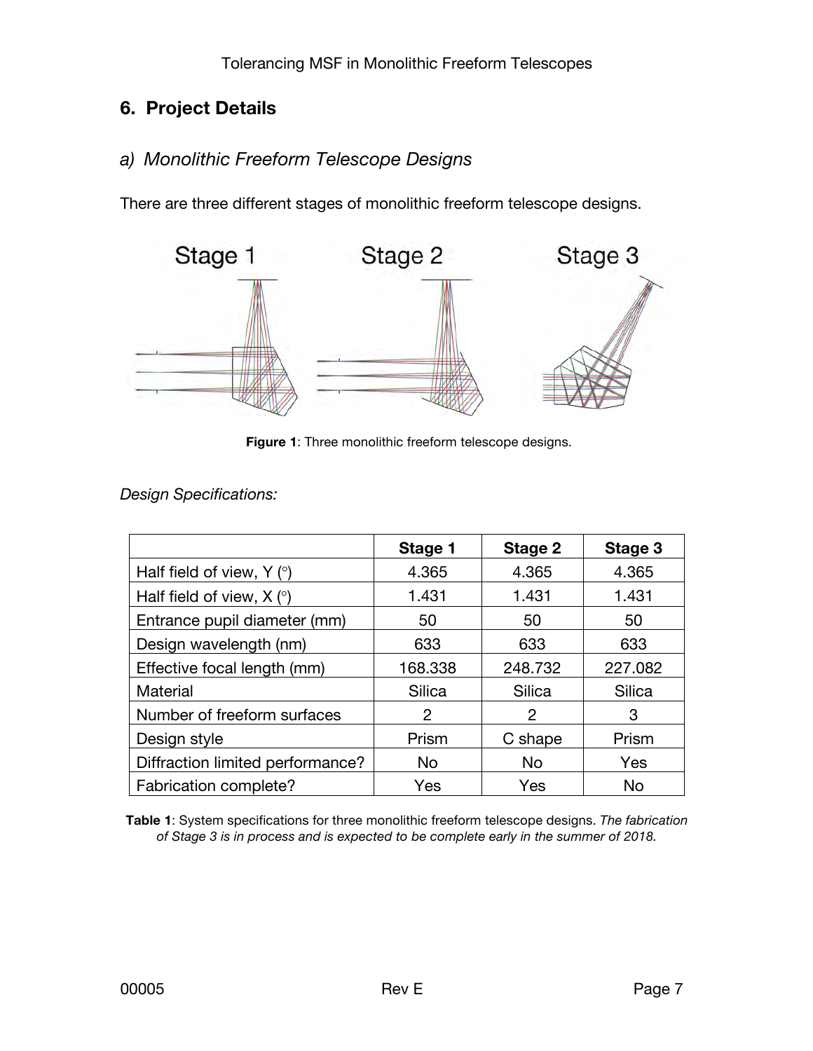## 6. Project Details

### a) *Monolithic Freeform Telescope Designs*

There are three different stages of monolithic freeform telescope designs.

**Figure 1**: Three monolithic freeform telescope designs.

*Design Specifications:*

| | Stage 1 | Stage 2 | Stage 3 |
|---|---|---|---|
| Half field of view, Y (°) | 4.365 | 4.365 | 4.365 |
| Half field of view, X (°) | 1.431 | 1.431 | 1.431 |
| Entrance pupil diameter (mm) | 50 | 50 | 50 |
| Design wavelength (nm) | 633 | 633 | 633 |
| Effective focal length (mm) | 168.338 | 248.732 | 227.082 |
| Material | Silica | Silica | Silica |
| Number of freeform surfaces | 2 | 2 | 3 |
| Design style | Prism | C shape | Prism |
| Diffraction limited performance? | No | No | Yes |
| Fabrication complete? | Yes | Yes | No |

**Table 1**: System specifications for three monolithic freeform telescope designs. *The fabrication of Stage 3 is in process and is expected to be complete early in the summer of 2018.*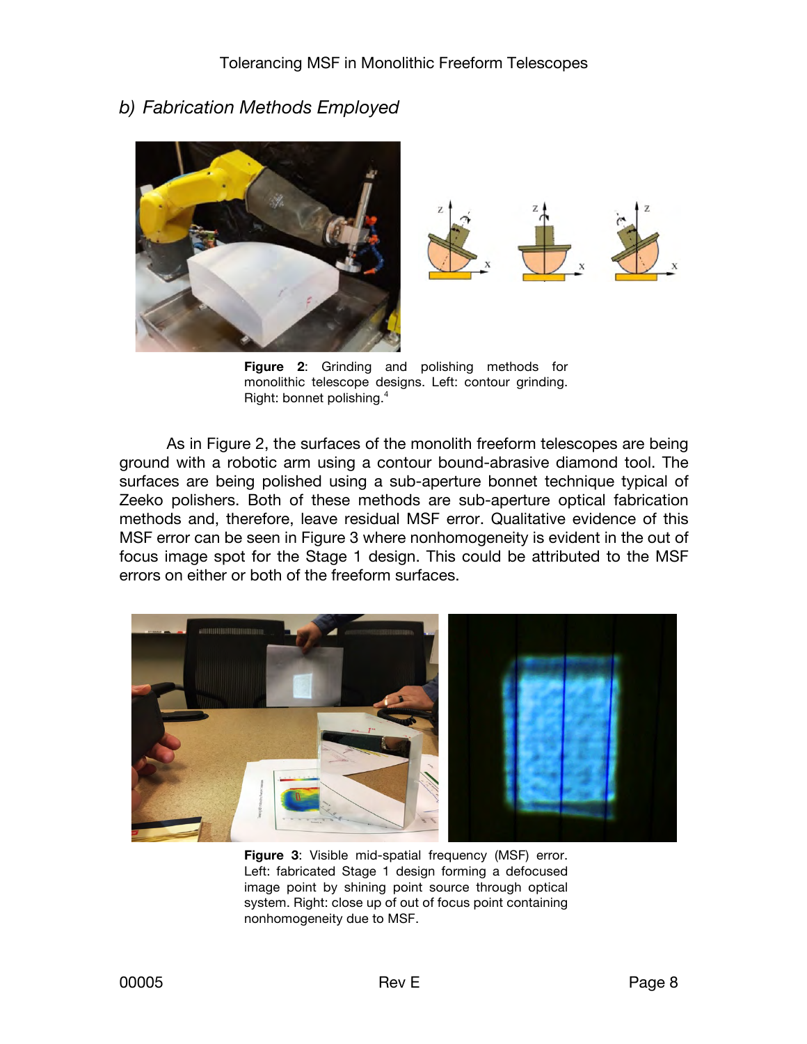## b) Fabrication Methods Employed

**Figure 2**: Grinding and polishing methods for monolithic telescope designs. Left: contour grinding. Right: bonnet polishing.[4]

As in Figure 2, the surfaces of the monolith freeform telescopes are being ground with a robotic arm using a contour bound-abrasive diamond tool. The surfaces are being polished using a sub-aperture bonnet technique typical of Zeeko polishers. Both of these methods are sub-aperture optical fabrication methods and, therefore, leave residual MSF error. Qualitative evidence of this MSF error can be seen in Figure 3 where nonhomogeneity is evident in the out of focus image spot for the Stage 1 design. This could be attributed to the MSF errors on either or both of the freeform surfaces.

**Figure 3**: Visible mid-spatial frequency (MSF) error. Left: fabricated Stage 1 design forming a defocused image point by shining point source through optical system. Right: close up of out of focus point containing nonhomogeneity due to MSF.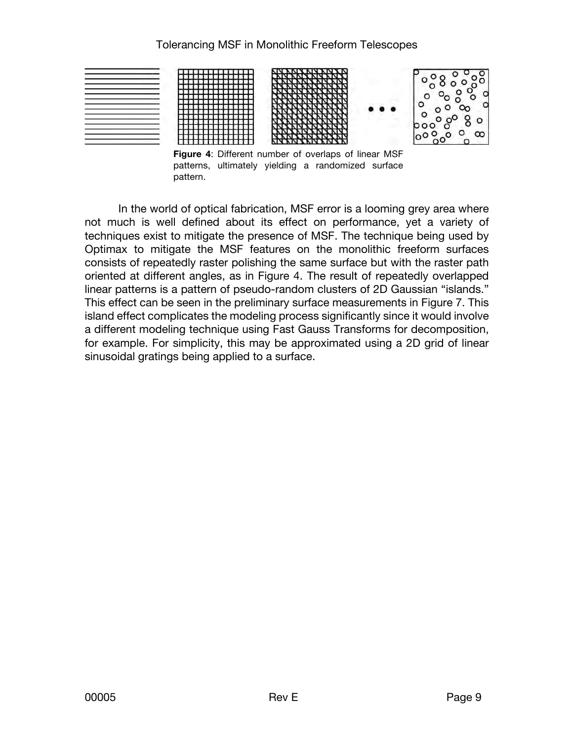**Figure 4**: Different number of overlaps of linear MSF patterns, ultimately yielding a randomized surface pattern.

In the world of optical fabrication, MSF error is a looming grey area where not much is well defined about its effect on performance, yet a variety of techniques exist to mitigate the presence of MSF. The technique being used by Optimax to mitigate the MSF features on the monolithic freeform surfaces consists of repeatedly raster polishing the same surface but with the raster path oriented at different angles, as in Figure 4. The result of repeatedly overlapped linear patterns is a pattern of pseudo-random clusters of 2D Gaussian "islands." This effect can be seen in the preliminary surface measurements in Figure 7. This island effect complicates the modeling process significantly since it would involve a different modeling technique using Fast Gauss Transforms for decomposition, for example. For simplicity, this may be approximated using a 2D grid of linear sinusoidal gratings being applied to a surface.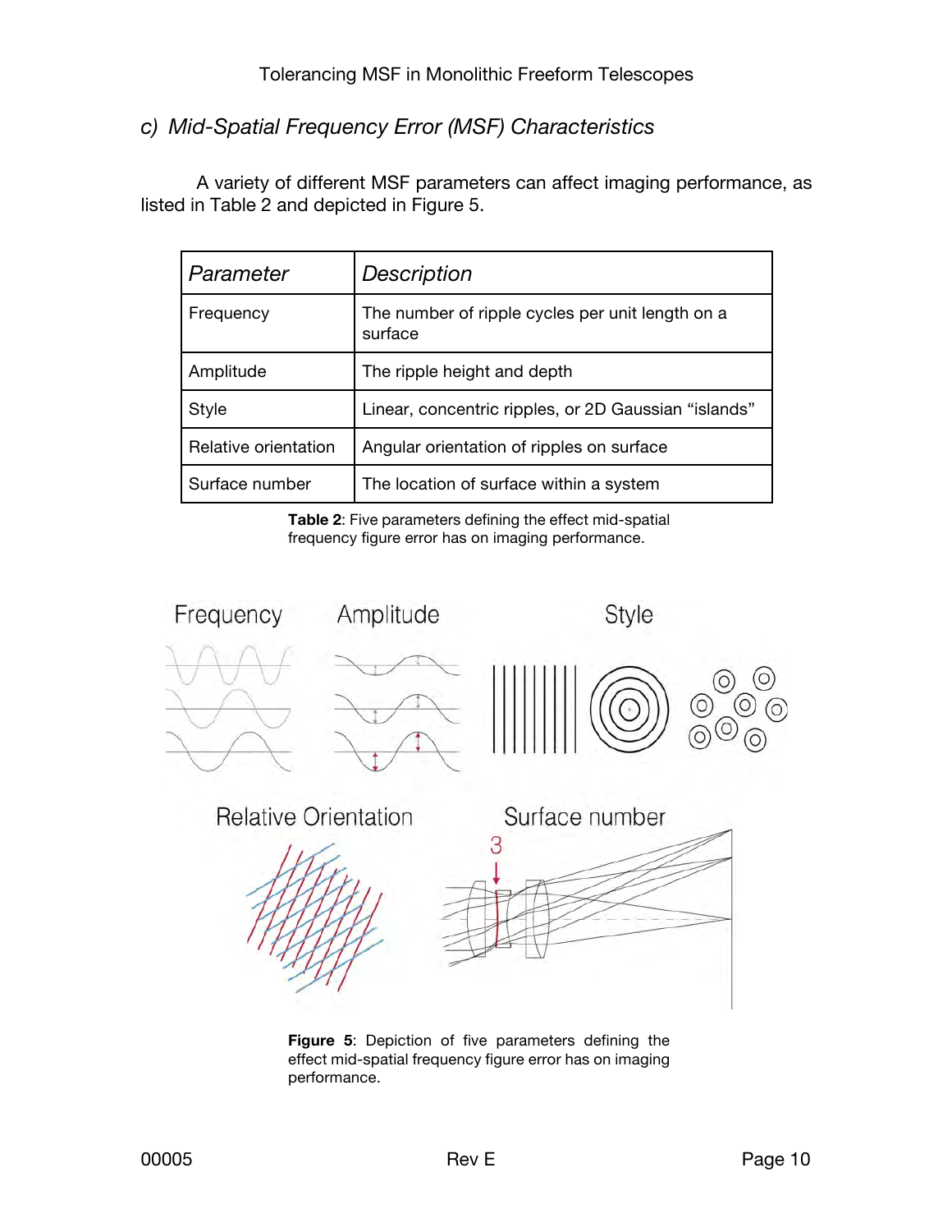### c) *Mid-Spatial Frequency Error (MSF) Characteristics*

A variety of different MSF parameters can affect imaging performance, as listed in Table 2 and depicted in Figure 5.

| *Parameter* | *Description* |
|---|---|
| Frequency | The number of ripple cycles per unit length on a surface |
| Amplitude | The ripple height and depth |
| Style | Linear, concentric ripples, or 2D Gaussian "islands" |
| Relative orientation | Angular orientation of ripples on surface |
| Surface number | The location of surface within a system |

**Table 2**: Five parameters defining the effect mid-spatial frequency figure error has on imaging performance.

**Figure 5**: Depiction of five parameters defining the effect mid-spatial frequency figure error has on imaging performance.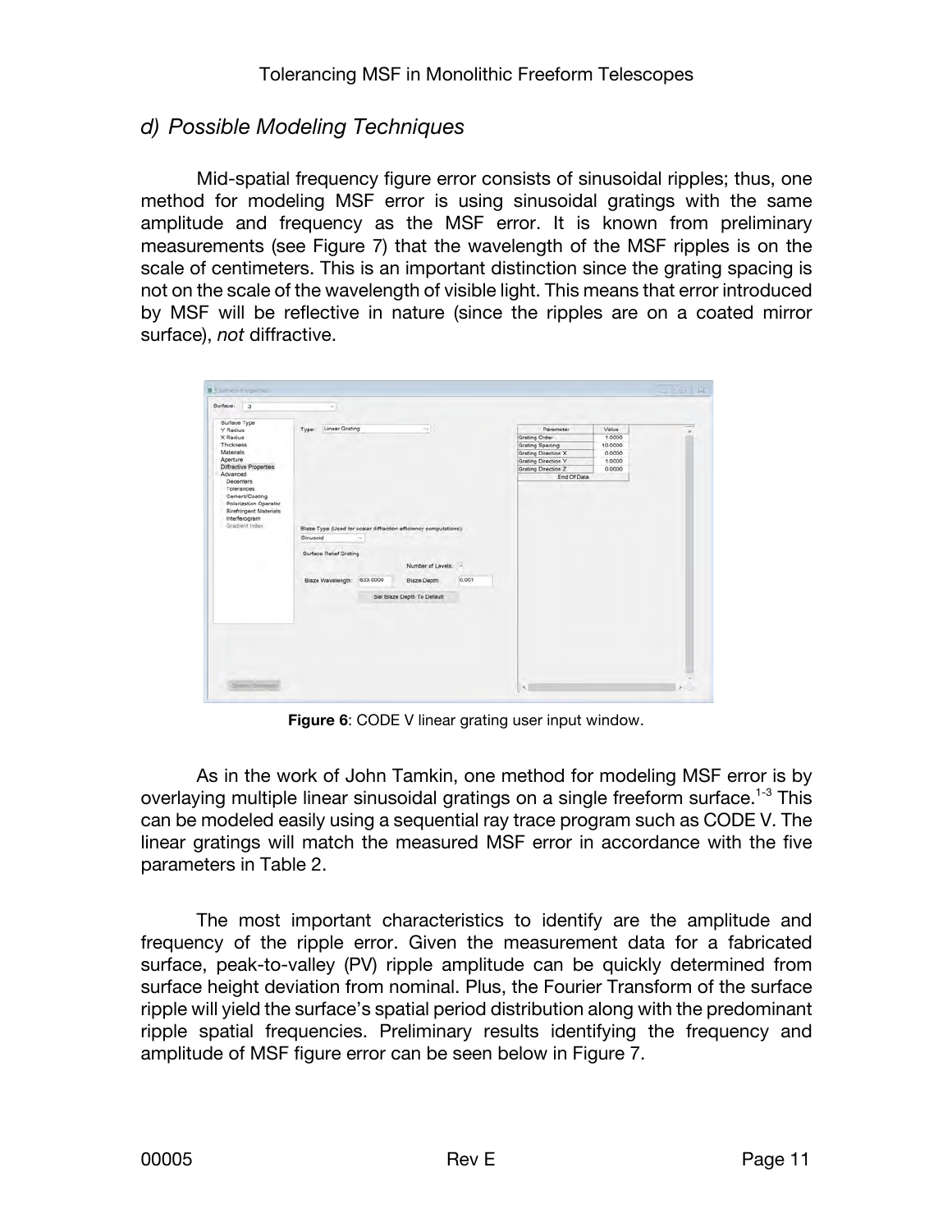## d) Possible Modeling Techniques

Mid-spatial frequency figure error consists of sinusoidal ripples; thus, one method for modeling MSF error is using sinusoidal gratings with the same amplitude and frequency as the MSF error. It is known from preliminary measurements (see Figure 7) that the wavelength of the MSF ripples is on the scale of centimeters. This is an important distinction since the grating spacing is not on the scale of the wavelength of visible light. This means that error introduced by MSF will be reflective in nature (since the ripples are on a coated mirror surface), *not* diffractive.

**Figure 6**: CODE V linear grating user input window.

As in the work of John Tamkin, one method for modeling MSF error is by overlaying multiple linear sinusoidal gratings on a single freeform surface.[1-3] This can be modeled easily using a sequential ray trace program such as CODE V. The linear gratings will match the measured MSF error in accordance with the five parameters in Table 2.

The most important characteristics to identify are the amplitude and frequency of the ripple error. Given the measurement data for a fabricated surface, peak-to-valley (PV) ripple amplitude can be quickly determined from surface height deviation from nominal. Plus, the Fourier Transform of the surface ripple will yield the surface's spatial period distribution along with the predominant ripple spatial frequencies. Preliminary results identifying the frequency and amplitude of MSF figure error can be seen below in Figure 7.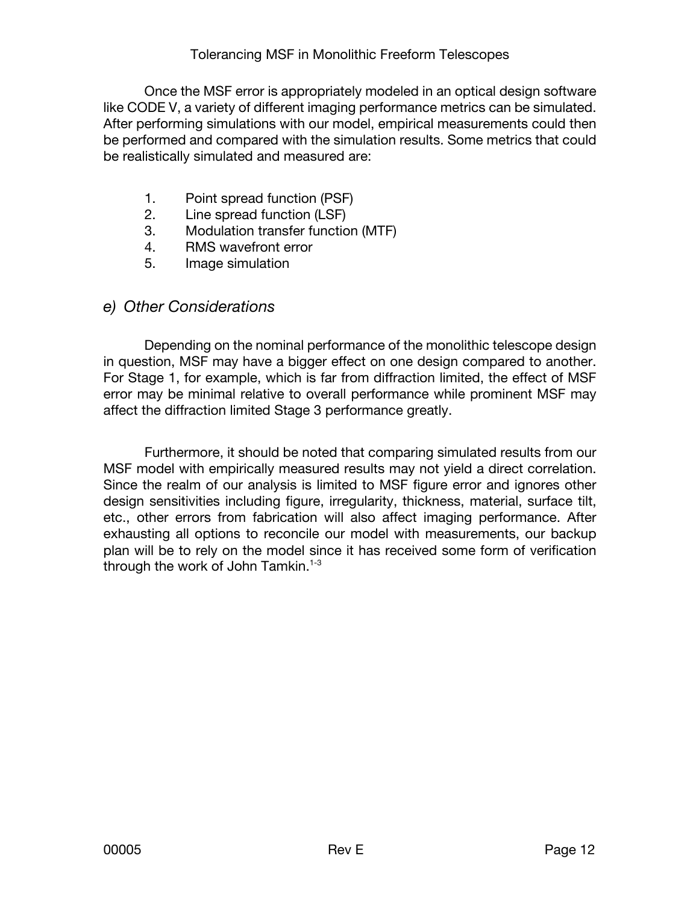Once the MSF error is appropriately modeled in an optical design software like CODE V, a variety of different imaging performance metrics can be simulated. After performing simulations with our model, empirical measurements could then be performed and compared with the simulation results. Some metrics that could be realistically simulated and measured are:

1. Point spread function (PSF)
2. Line spread function (LSF)
3. Modulation transfer function (MTF)
4. RMS wavefront error
5. Image simulation

## *e) Other Considerations*

Depending on the nominal performance of the monolithic telescope design in question, MSF may have a bigger effect on one design compared to another. For Stage 1, for example, which is far from diffraction limited, the effect of MSF error may be minimal relative to overall performance while prominent MSF may affect the diffraction limited Stage 3 performance greatly.

Furthermore, it should be noted that comparing simulated results from our MSF model with empirically measured results may not yield a direct correlation. Since the realm of our analysis is limited to MSF figure error and ignores other design sensitivities including figure, irregularity, thickness, material, surface tilt, etc., other errors from fabrication will also affect imaging performance. After exhausting all options to reconcile our model with measurements, our backup plan will be to rely on the model since it has received some form of verification through the work of John Tamkin.[1-3]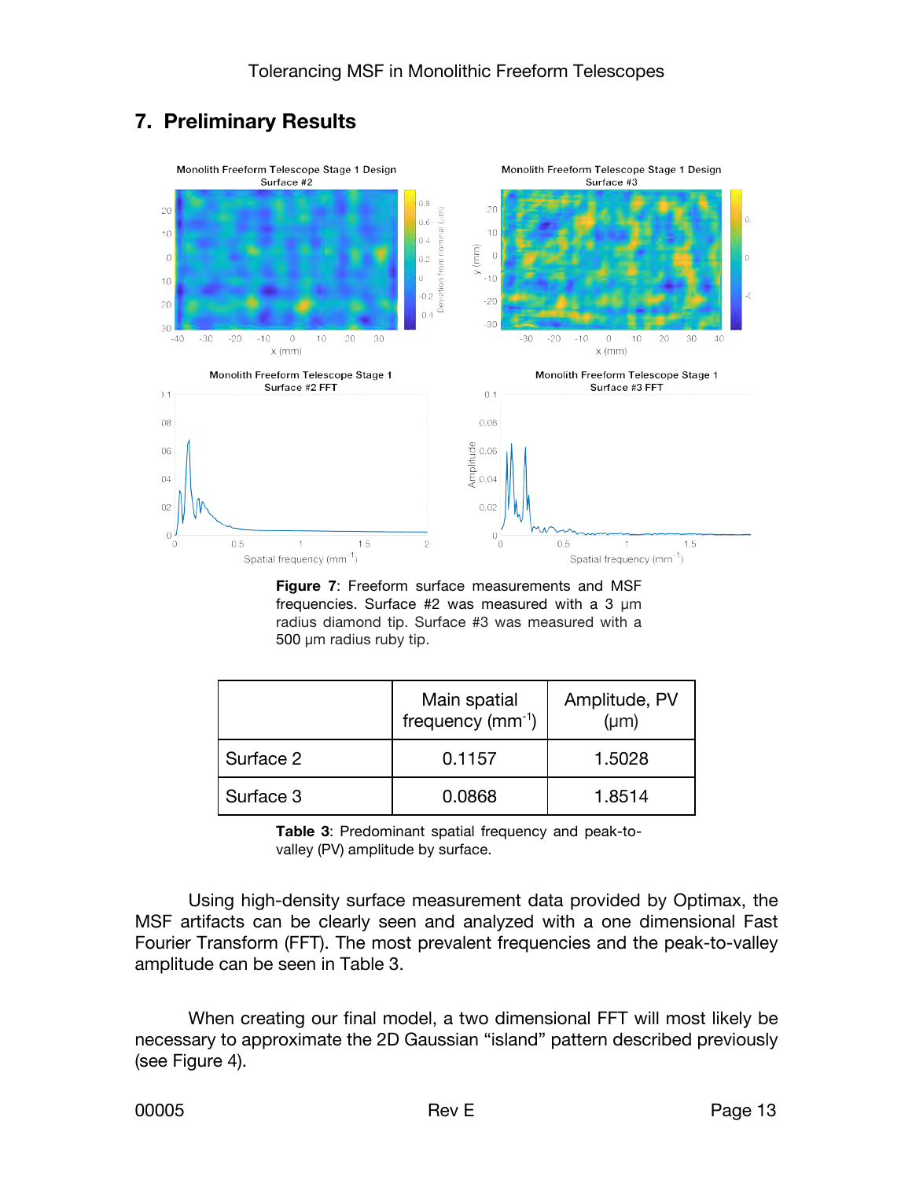## 7. Preliminary Results

**Figure 7**: Freeform surface measurements and MSF frequencies. Surface #2 was measured with a 3 μm radius diamond tip. Surface #3 was measured with a 500 μm radius ruby tip.

| | Main spatial frequency ($mm^{-1}$) | Amplitude, PV (μm) |
|---|---|---|
| Surface 2 | 0.1157 | 1.5028 |
| Surface 3 | 0.0868 | 1.8514 |

**Table 3**: Predominant spatial frequency and peak-to-valley (PV) amplitude by surface.

Using high-density surface measurement data provided by Optimax, the MSF artifacts can be clearly seen and analyzed with a one dimensional Fast Fourier Transform (FFT). The most prevalent frequencies and the peak-to-valley amplitude can be seen in Table 3.

When creating our final model, a two dimensional FFT will most likely be necessary to approximate the 2D Gaussian "island" pattern described previously (see Figure 4).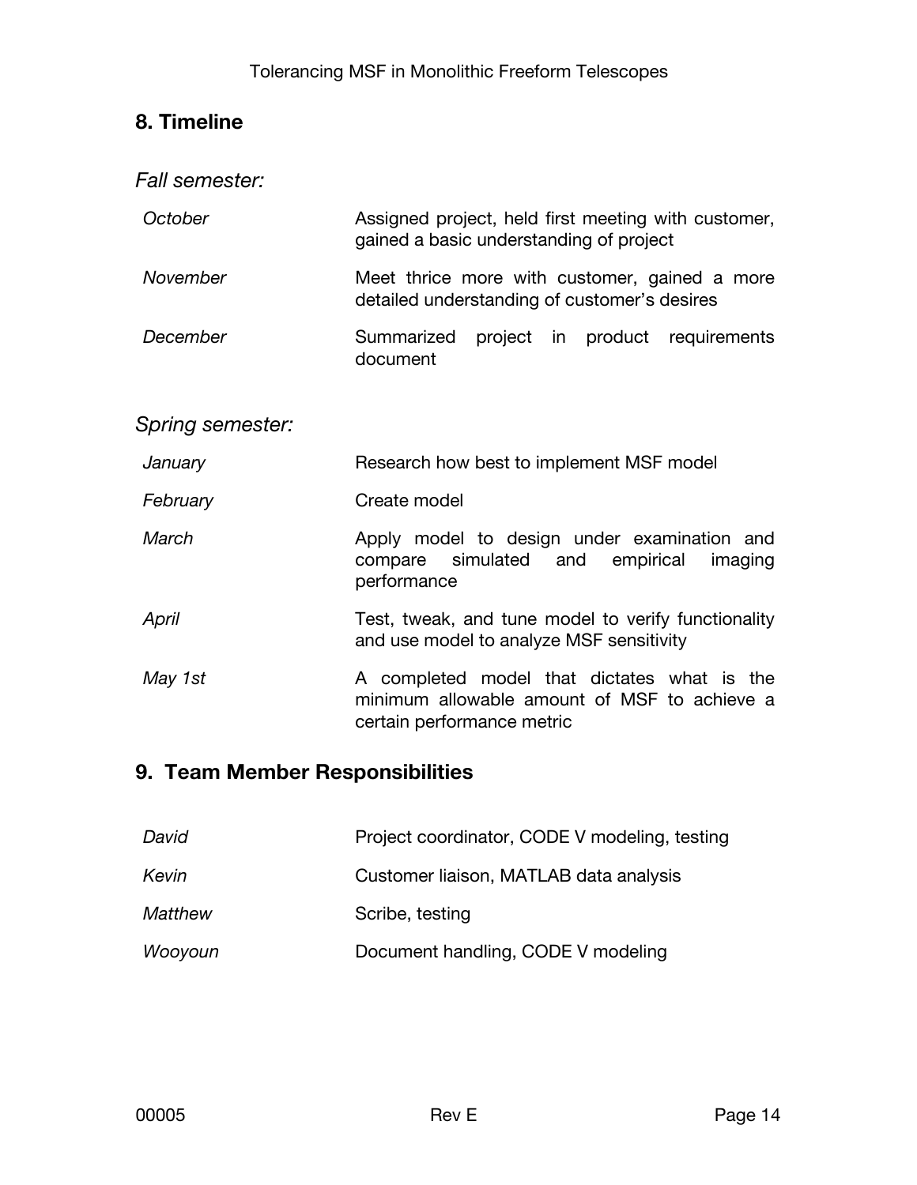## 8. Timeline

*Fall semester:*

| | |
|---|---|
| *October* | Assigned project, held first meeting with customer, gained a basic understanding of project |
| *November* | Meet thrice more with customer, gained a more detailed understanding of customer's desires |
| *December* | Summarized project in product requirements document |

*Spring semester:*

| | |
|---|---|
| *January* | Research how best to implement MSF model |
| *February* | Create model |
| *March* | Apply model to design under examination and compare simulated and empirical imaging performance |
| *April* | Test, tweak, and tune model to verify functionality and use model to analyze MSF sensitivity |
| *May 1st* | A completed model that dictates what is the minimum allowable amount of MSF to achieve a certain performance metric |

## 9. Team Member Responsibilities

| | |
|---|---|
| *David* | Project coordinator, CODE V modeling, testing |
| *Kevin* | Customer liaison, MATLAB data analysis |
| *Matthew* | Scribe, testing |
| *Wooyoun* | Document handling, CODE V modeling |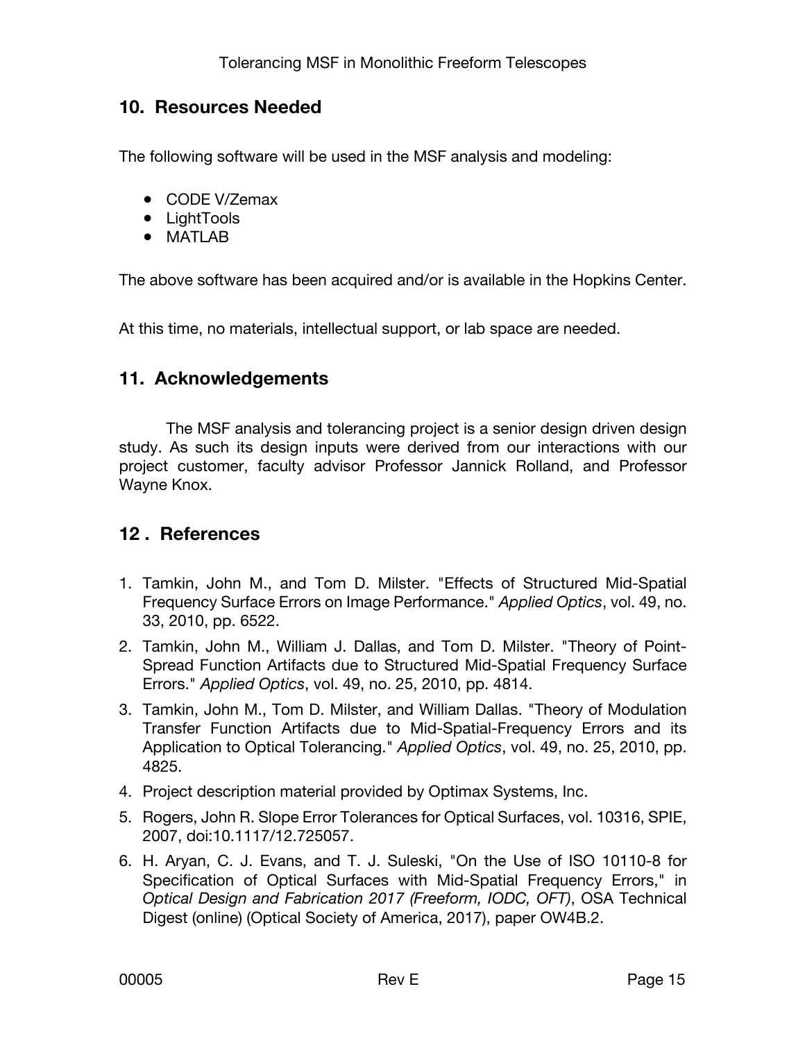## 10. Resources Needed

The following software will be used in the MSF analysis and modeling:

- CODE V/Zemax
- LightTools
- MATLAB

The above software has been acquired and/or is available in the Hopkins Center.

At this time, no materials, intellectual support, or lab space are needed.

## 11. Acknowledgements

The MSF analysis and tolerancing project is a senior design driven design study. As such its design inputs were derived from our interactions with our project customer, faculty advisor Professor Jannick Rolland, and Professor Wayne Knox.

## 12 . References

1. Tamkin, John M., and Tom D. Milster. "Effects of Structured Mid-Spatial Frequency Surface Errors on Image Performance." *Applied Optics*, vol. 49, no. 33, 2010, pp. 6522.
2. Tamkin, John M., William J. Dallas, and Tom D. Milster. "Theory of Point-Spread Function Artifacts due to Structured Mid-Spatial Frequency Surface Errors." *Applied Optics*, vol. 49, no. 25, 2010, pp. 4814.
3. Tamkin, John M., Tom D. Milster, and William Dallas. "Theory of Modulation Transfer Function Artifacts due to Mid-Spatial-Frequency Errors and its Application to Optical Tolerancing." *Applied Optics*, vol. 49, no. 25, 2010, pp. 4825.
4. Project description material provided by Optimax Systems, Inc.
5. Rogers, John R. Slope Error Tolerances for Optical Surfaces, vol. 10316, SPIE, 2007, doi:10.1117/12.725057.
6. H. Aryan, C. J. Evans, and T. J. Suleski, "On the Use of ISO 10110-8 for Specification of Optical Surfaces with Mid-Spatial Frequency Errors," in *Optical Design and Fabrication 2017 (Freeform, IODC, OFT)*, OSA Technical Digest (online) (Optical Society of America, 2017), paper OW4B.2.